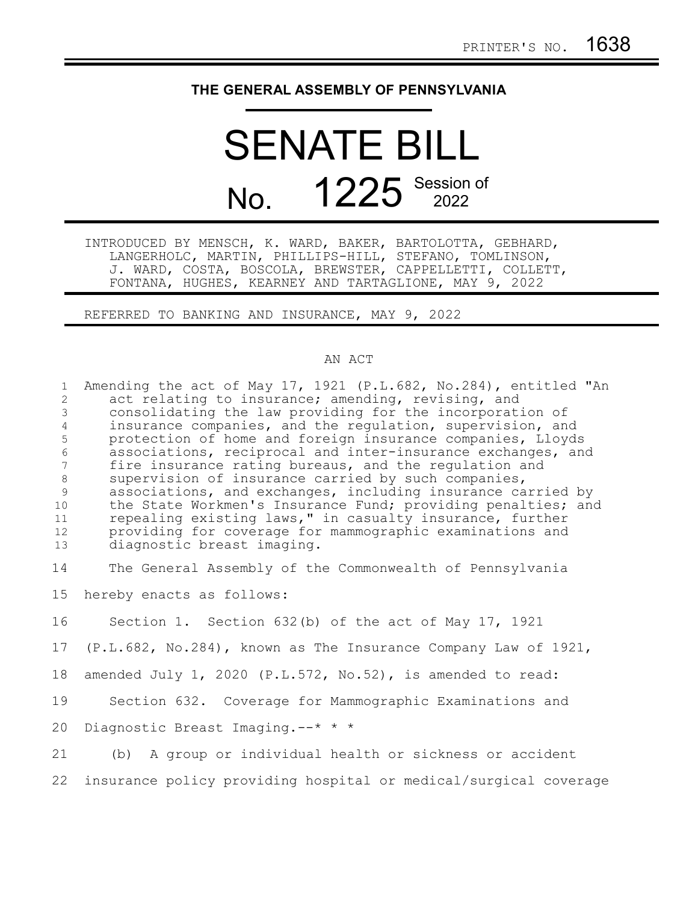PRINTER'S NO. 1638

THE GENERAL ASSEMBLY OF PENNSYLVANIA

# SENATE BILL

# No. 1225 Session of 2022

INTRODUCED BY MENSCH, K. WARD, BAKER, BARTOLOTTA, GEBHARD, LANGERHOLC, MARTIN, PHILLIPS-HILL, STEFANO, TOMLINSON, J. WARD, COSTA, BOSCOLA, BREWSTER, CAPPELLETTI, COLLETT, FONTANA, HUGHES, KEARNEY AND TARTAGLIONE, MAY 9, 2022

REFERRED TO BANKING AND INSURANCE, MAY 9, 2022

## AN ACT

Amending the act of May 17, 1921 (P.L.682, No.284), entitled "An act relating to insurance; amending, revising, and consolidating the law providing for the incorporation of insurance companies, and the regulation, supervision, and protection of home and foreign insurance companies, Lloyds associations, reciprocal and inter-insurance exchanges, and fire insurance rating bureaus, and the regulation and supervision of insurance carried by such companies, associations, and exchanges, including insurance carried by the State Workmen's Insurance Fund; providing penalties; and repealing existing laws," in casualty insurance, further providing for coverage for mammographic examinations and diagnostic breast imaging.

The General Assembly of the Commonwealth of Pennsylvania hereby enacts as follows:

Section 1. Section 632(b) of the act of May 17, 1921 (P.L.682, No.284), known as The Insurance Company Law of 1921, amended July 1, 2020 (P.L.572, No.52), is amended to read:

Section 632. Coverage for Mammographic Examinations and Diagnostic Breast Imaging.--* * *

(b) A group or individual health or sickness or accident insurance policy providing hospital or medical/surgical coverage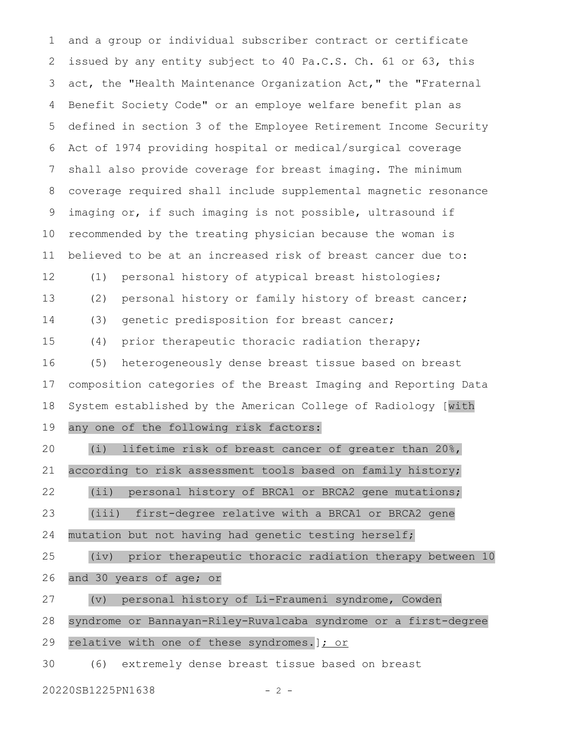and a group or individual subscriber contract or certificate issued by any entity subject to 40 Pa.C.S. Ch. 61 or 63, this act, the "Health Maintenance Organization Act," the "Fraternal Benefit Society Code" or an employe welfare benefit plan as defined in section 3 of the Employee Retirement Income Security Act of 1974 providing hospital or medical/surgical coverage shall also provide coverage for breast imaging. The minimum coverage required shall include supplemental magnetic resonance imaging or, if such imaging is not possible, ultrasound if recommended by the treating physician because the woman is believed to be at an increased risk of breast cancer due to:

(1) personal history of atypical breast histologies;

(2) personal history or family history of breast cancer;

(3) genetic predisposition for breast cancer;

(4) prior therapeutic thoracic radiation therapy;

(5) heterogeneously dense breast tissue based on breast composition categories of the Breast Imaging and Reporting Data System established by the American College of Radiology [with any one of the following risk factors:

(i) lifetime risk of breast cancer of greater than 20%, according to risk assessment tools based on family history;

(ii) personal history of BRCA1 or BRCA2 gene mutations;

(iii) first-degree relative with a BRCA1 or BRCA2 gene mutation but not having had genetic testing herself;

(iv) prior therapeutic thoracic radiation therapy between 10 and 30 years of age; or

(v) personal history of Li-Fraumeni syndrome, Cowden syndrome or Bannayan-Riley-Ruvalcaba syndrome or a first-degree relative with one of these syndromes.]<u>; or</u>

(6) extremely dense breast tissue based on breast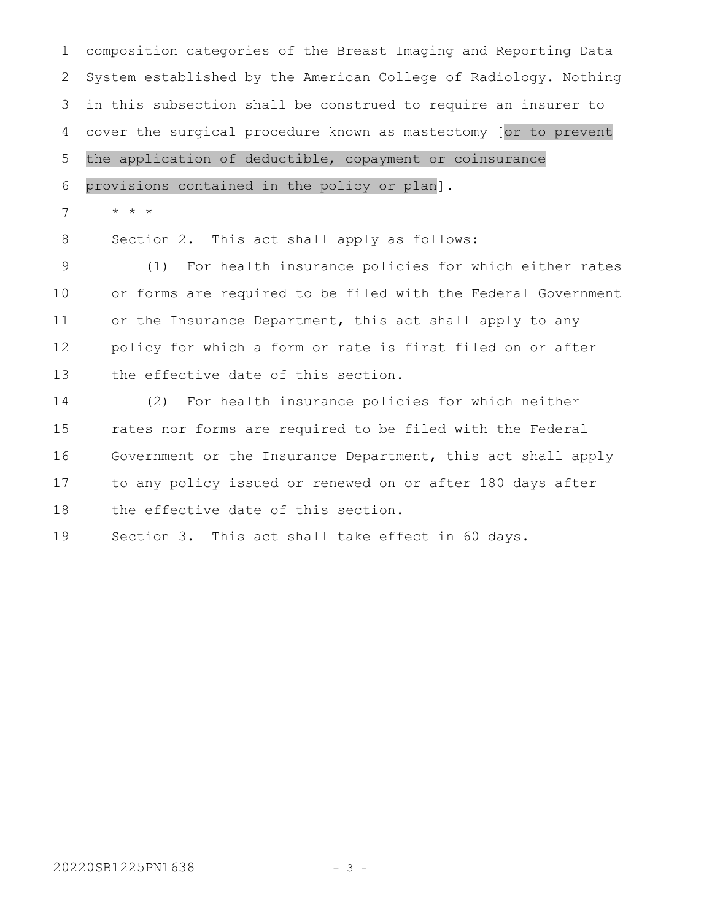composition categories of the Breast Imaging and Reporting Data System established by the American College of Radiology. Nothing in this subsection shall be construed to require an insurer to cover the surgical procedure known as mastectomy [or to prevent the application of deductible, copayment or coinsurance provisions contained in the policy or plan].

* * *

Section 2. This act shall apply as follows:

(1) For health insurance policies for which either rates or forms are required to be filed with the Federal Government or the Insurance Department, this act shall apply to any policy for which a form or rate is first filed on or after the effective date of this section.

(2) For health insurance policies for which neither rates nor forms are required to be filed with the Federal Government or the Insurance Department, this act shall apply to any policy issued or renewed on or after 180 days after the effective date of this section.

Section 3. This act shall take effect in 60 days.